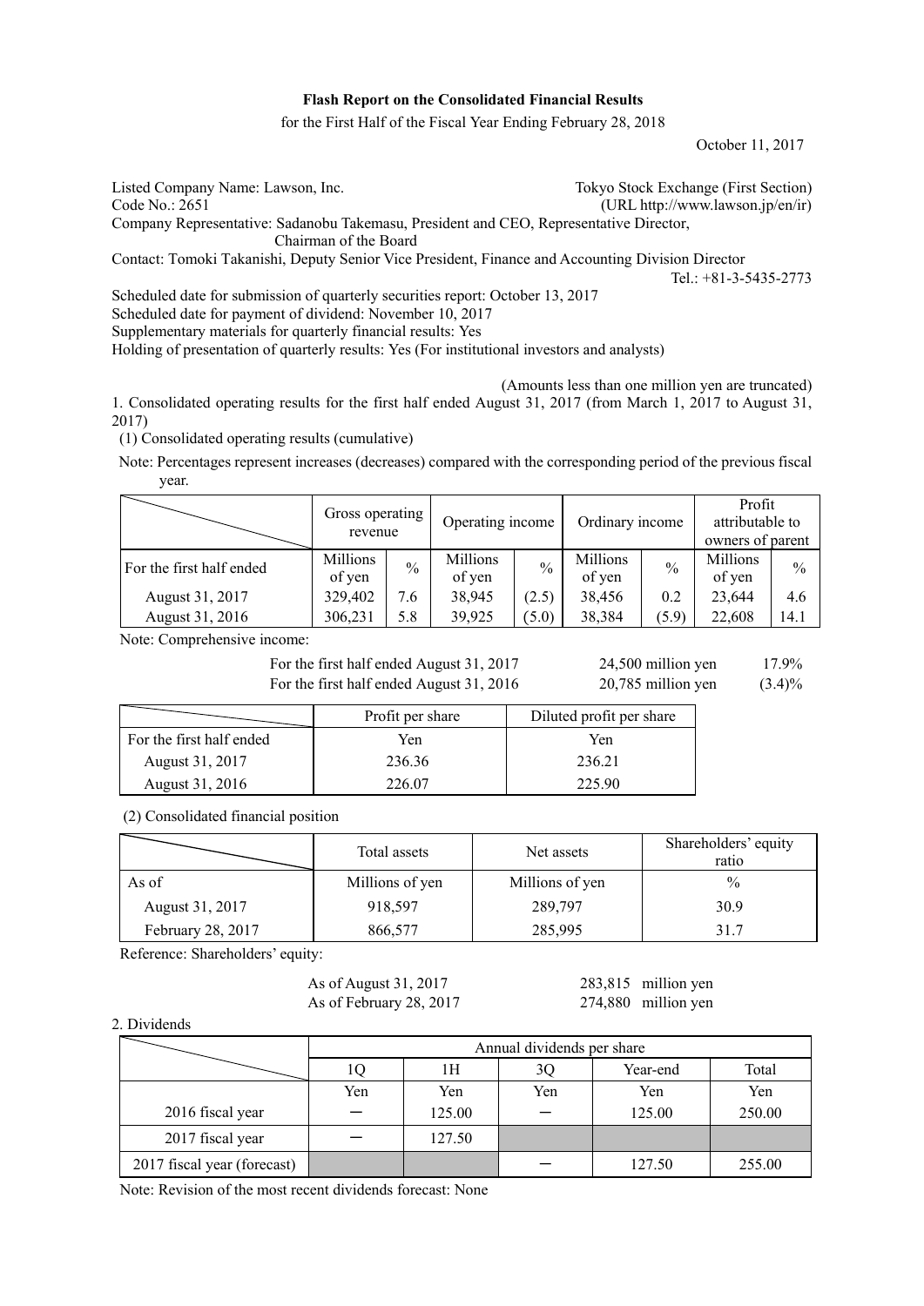**Flash Report on the Consolidated Financial Results**

for the First Half of the Fiscal Year Ending February 28, 2018

October 11, 2017

Listed Company Name: Lawson, Inc. Tokyo Stock Exchange (First Section)
Code No.: 2651 (URL http://www.lawson.jp/en/ir)
Company Representative: Sadanobu Takemasu, President and CEO, Representative Director, Chairman of the Board
Contact: Tomoki Takanishi, Deputy Senior Vice President, Finance and Accounting Division Director
Tel.: +81-3-5435-2773

Scheduled date for submission of quarterly securities report: October 13, 2017
Scheduled date for payment of dividend: November 10, 2017
Supplementary materials for quarterly financial results: Yes
Holding of presentation of quarterly results: Yes (For institutional investors and analysts)

(Amounts less than one million yen are truncated)

1. Consolidated operating results for the first half ended August 31, 2017 (from March 1, 2017 to August 31, 2017)

(1) Consolidated operating results (cumulative)

Note: Percentages represent increases (decreases) compared with the corresponding period of the previous fiscal year.

| | Gross operating revenue | | Operating income | | Ordinary income | | Profit attributable to owners of parent | |
|---|---|---|---|---|---|---|---|---|
| For the first half ended | Millions of yen | % | Millions of yen | % | Millions of yen | % | Millions of yen | % |
| August 31, 2017 | 329,402 | 7.6 | 38,945 | (2.5) | 38,456 | 0.2 | 23,644 | 4.6 |
| August 31, 2016 | 306,231 | 5.8 | 39,925 | (5.0) | 38,384 | (5.9) | 22,608 | 14.1 |

Note: Comprehensive income:

For the first half ended August 31, 2017 24,500 million yen 17.9%
For the first half ended August 31, 2016 20,785 million yen (3.4)%

| | Profit per share | Diluted profit per share |
|---|---|---|
| For the first half ended | Yen | Yen |
| August 31, 2017 | 236.36 | 236.21 |
| August 31, 2016 | 226.07 | 225.90 |

(2) Consolidated financial position

| | Total assets | Net assets | Shareholders' equity ratio |
|---|---|---|---|
| As of | Millions of yen | Millions of yen | % |
| August 31, 2017 | 918,597 | 289,797 | 30.9 |
| February 28, 2017 | 866,577 | 285,995 | 31.7 |

Reference: Shareholders' equity:

As of August 31, 2017 283,815 million yen
As of February 28, 2017 274,880 million yen

2. Dividends

| | Annual dividends per share | | | | |
|---|---|---|---|---|---|
| | 1Q | 1H | 3Q | Year-end | Total |
| | Yen | Yen | Yen | Yen | Yen |
| 2016 fiscal year | ー | 125.00 | ー | 125.00 | 250.00 |
| 2017 fiscal year | ー | 127.50 | | | |
| 2017 fiscal year (forecast) | | | ー | 127.50 | 255.00 |

Note: Revision of the most recent dividends forecast: None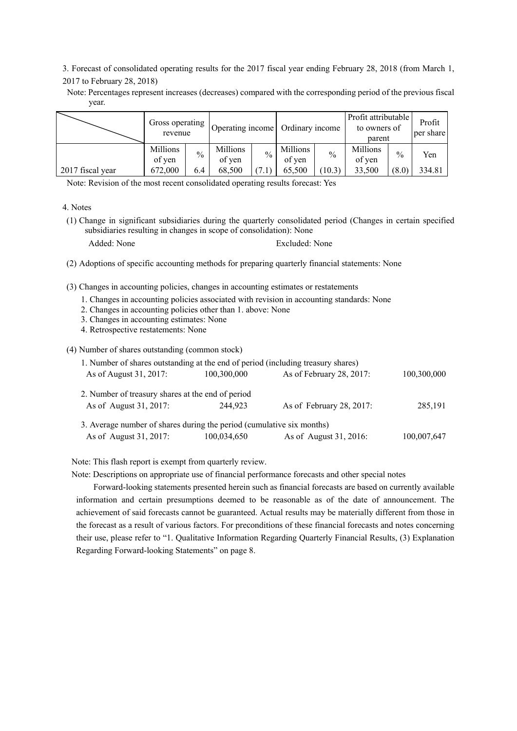3. Forecast of consolidated operating results for the 2017 fiscal year ending February 28, 2018 (from March 1, 2017 to February 28, 2018)

Note: Percentages represent increases (decreases) compared with the corresponding period of the previous fiscal year.

| | Gross operating revenue | | Operating income | | Ordinary income | | Profit attributable to owners of parent | | Profit per share |
|---|---|---|---|---|---|---|---|---|---|
| | Millions of yen | % | Millions of yen | % | Millions of yen | % | Millions of yen | % | Yen |
| 2017 fiscal year | 672,000 | 6.4 | 68,500 | (7.1) | 65,500 | (10.3) | 33,500 | (8.0) | 334.81 |

Note: Revision of the most recent consolidated operating results forecast: Yes

4. Notes

(1) Change in significant subsidiaries during the quarterly consolidated period (Changes in certain specified subsidiaries resulting in changes in scope of consolidation): None

Added: None Excluded: None

(2) Adoptions of specific accounting methods for preparing quarterly financial statements: None

(3) Changes in accounting policies, changes in accounting estimates or restatements

1. Changes in accounting policies associated with revision in accounting standards: None
2. Changes in accounting policies other than 1. above: None
3. Changes in accounting estimates: None
4. Retrospective restatements: None

(4) Number of shares outstanding (common stock)

1. Number of shares outstanding at the end of period (including treasury shares)

| | | | |
|---|---|---|---|
| As of August 31, 2017: | 100,300,000 | As of February 28, 2017: | 100,300,000 |

2. Number of treasury shares at the end of period

| | | | |
|---|---|---|---|
| As of August 31, 2017: | 244,923 | As of February 28, 2017: | 285,191 |

3. Average number of shares during the period (cumulative six months)

| | | | |
|---|---|---|---|
| As of August 31, 2017: | 100,034,650 | As of August 31, 2016: | 100,007,647 |

Note: This flash report is exempt from quarterly review.

Note: Descriptions on appropriate use of financial performance forecasts and other special notes

Forward-looking statements presented herein such as financial forecasts are based on currently available information and certain presumptions deemed to be reasonable as of the date of announcement. The achievement of said forecasts cannot be guaranteed. Actual results may be materially different from those in the forecast as a result of various factors. For preconditions of these financial forecasts and notes concerning their use, please refer to "1. Qualitative Information Regarding Quarterly Financial Results, (3) Explanation Regarding Forward-looking Statements" on page 8.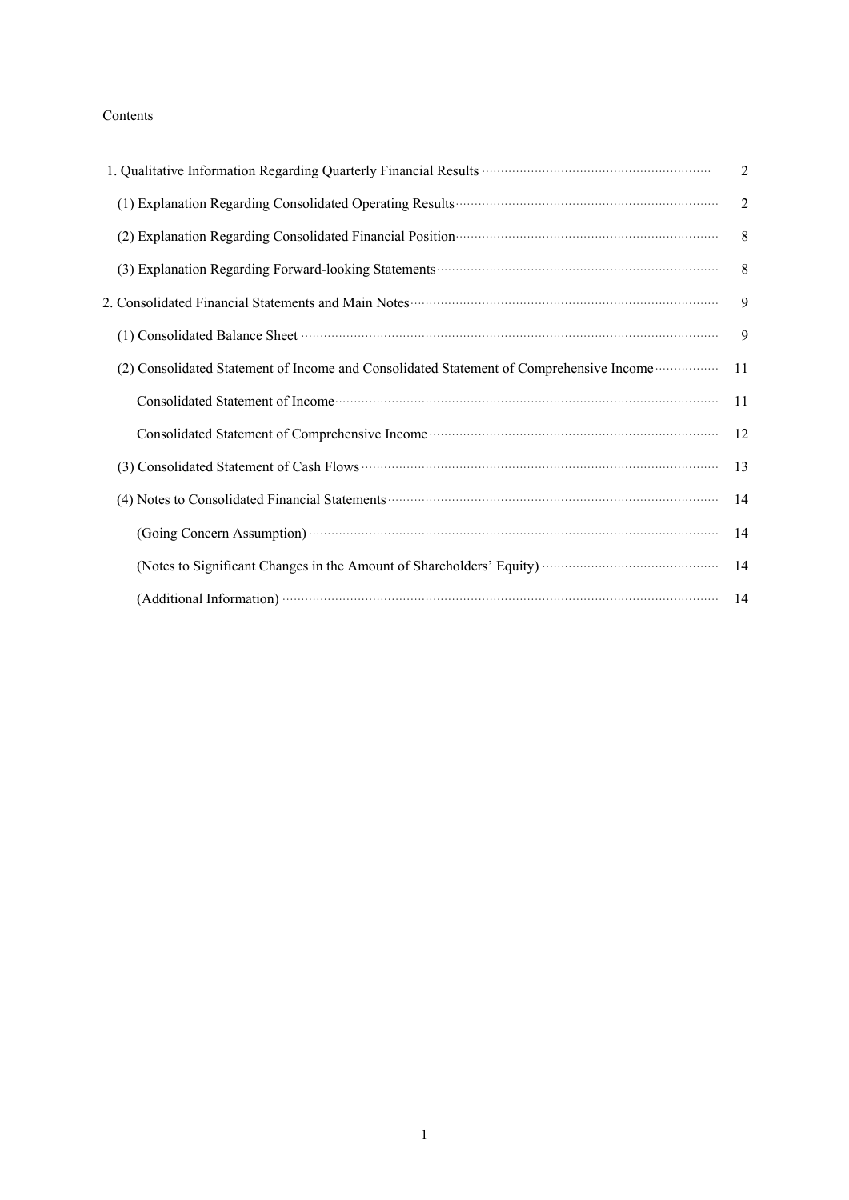Contents

| | |
|---|---|
| 1. Qualitative Information Regarding Quarterly Financial Results | 2 |
| (1) Explanation Regarding Consolidated Operating Results | 2 |
| (2) Explanation Regarding Consolidated Financial Position | 8 |
| (3) Explanation Regarding Forward-looking Statements | 8 |
| 2. Consolidated Financial Statements and Main Notes | 9 |
| (1) Consolidated Balance Sheet | 9 |
| (2) Consolidated Statement of Income and Consolidated Statement of Comprehensive Income | 11 |
| Consolidated Statement of Income | 11 |
| Consolidated Statement of Comprehensive Income | 12 |
| (3) Consolidated Statement of Cash Flows | 13 |
| (4) Notes to Consolidated Financial Statements | 14 |
| (Going Concern Assumption) | 14 |
| (Notes to Significant Changes in the Amount of Shareholders' Equity) | 14 |
| (Additional Information) | 14 |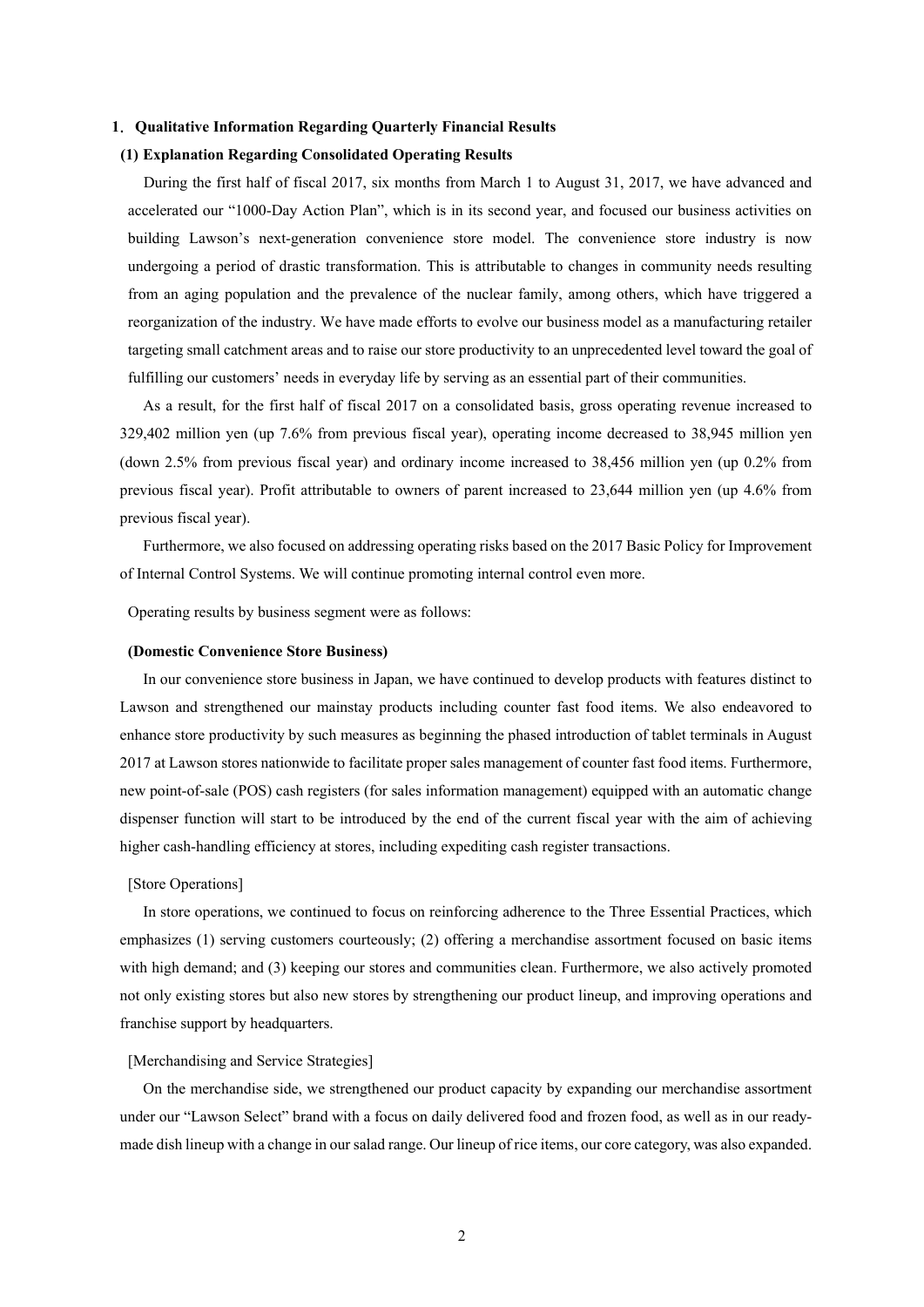## 1. Qualitative Information Regarding Quarterly Financial Results

### (1) Explanation Regarding Consolidated Operating Results

During the first half of fiscal 2017, six months from March 1 to August 31, 2017, we have advanced and accelerated our "1000-Day Action Plan", which is in its second year, and focused our business activities on building Lawson's next-generation convenience store model. The convenience store industry is now undergoing a period of drastic transformation. This is attributable to changes in community needs resulting from an aging population and the prevalence of the nuclear family, among others, which have triggered a reorganization of the industry. We have made efforts to evolve our business model as a manufacturing retailer targeting small catchment areas and to raise our store productivity to an unprecedented level toward the goal of fulfilling our customers' needs in everyday life by serving as an essential part of their communities.

As a result, for the first half of fiscal 2017 on a consolidated basis, gross operating revenue increased to 329,402 million yen (up 7.6% from previous fiscal year), operating income decreased to 38,945 million yen (down 2.5% from previous fiscal year) and ordinary income increased to 38,456 million yen (up 0.2% from previous fiscal year). Profit attributable to owners of parent increased to 23,644 million yen (up 4.6% from previous fiscal year).

Furthermore, we also focused on addressing operating risks based on the 2017 Basic Policy for Improvement of Internal Control Systems. We will continue promoting internal control even more.

Operating results by business segment were as follows:

**(Domestic Convenience Store Business)**

In our convenience store business in Japan, we have continued to develop products with features distinct to Lawson and strengthened our mainstay products including counter fast food items. We also endeavored to enhance store productivity by such measures as beginning the phased introduction of tablet terminals in August 2017 at Lawson stores nationwide to facilitate proper sales management of counter fast food items. Furthermore, new point-of-sale (POS) cash registers (for sales information management) equipped with an automatic change dispenser function will start to be introduced by the end of the current fiscal year with the aim of achieving higher cash-handling efficiency at stores, including expediting cash register transactions.

[Store Operations]

In store operations, we continued to focus on reinforcing adherence to the Three Essential Practices, which emphasizes (1) serving customers courteously; (2) offering a merchandise assortment focused on basic items with high demand; and (3) keeping our stores and communities clean. Furthermore, we also actively promoted not only existing stores but also new stores by strengthening our product lineup, and improving operations and franchise support by headquarters.

[Merchandising and Service Strategies]

On the merchandise side, we strengthened our product capacity by expanding our merchandise assortment under our "Lawson Select" brand with a focus on daily delivered food and frozen food, as well as in our ready-made dish lineup with a change in our salad range. Our lineup of rice items, our core category, was also expanded.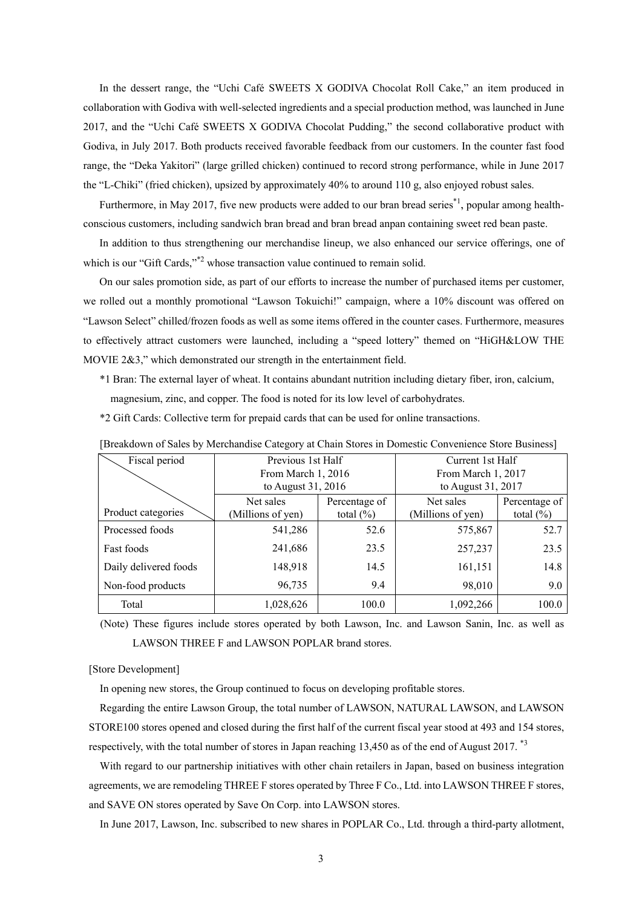In the dessert range, the "Uchi Café SWEETS X GODIVA Chocolat Roll Cake," an item produced in collaboration with Godiva with well-selected ingredients and a special production method, was launched in June 2017, and the "Uchi Café SWEETS X GODIVA Chocolat Pudding," the second collaborative product with Godiva, in July 2017. Both products received favorable feedback from our customers. In the counter fast food range, the "Deka Yakitori" (large grilled chicken) continued to record strong performance, while in June 2017 the "L-Chiki" (fried chicken), upsized by approximately 40% to around 110 g, also enjoyed robust sales.

Furthermore, in May 2017, five new products were added to our bran bread series[*1], popular among health-conscious customers, including sandwich bran bread and bran bread anpan containing sweet red bean paste.

In addition to thus strengthening our merchandise lineup, we also enhanced our service offerings, one of which is our "Gift Cards,"[*2] whose transaction value continued to remain solid.

On our sales promotion side, as part of our efforts to increase the number of purchased items per customer, we rolled out a monthly promotional "Lawson Tokuichi!" campaign, where a 10% discount was offered on "Lawson Select" chilled/frozen foods as well as some items offered in the counter cases. Furthermore, measures to effectively attract customers were launched, including a "speed lottery" themed on "HiGH&LOW THE MOVIE 2&3," which demonstrated our strength in the entertainment field.

*1 Bran: The external layer of wheat. It contains abundant nutrition including dietary fiber, iron, calcium, magnesium, zinc, and copper. The food is noted for its low level of carbohydrates.

*2 Gift Cards: Collective term for prepaid cards that can be used for online transactions.

[Breakdown of Sales by Merchandise Category at Chain Stores in Domestic Convenience Store Business]

| Fiscal period / Product categories | Previous 1st Half From March 1, 2016 to August 31, 2016 | | Current 1st Half From March 1, 2017 to August 31, 2017 | |
|---|---|---|---|---|
| | Net sales (Millions of yen) | Percentage of total (%) | Net sales (Millions of yen) | Percentage of total (%) |
| Processed foods | 541,286 | 52.6 | 575,867 | 52.7 |
| Fast foods | 241,686 | 23.5 | 257,237 | 23.5 |
| Daily delivered foods | 148,918 | 14.5 | 161,151 | 14.8 |
| Non-food products | 96,735 | 9.4 | 98,010 | 9.0 |
| Total | 1,028,626 | 100.0 | 1,092,266 | 100.0 |

(Note) These figures include stores operated by both Lawson, Inc. and Lawson Sanin, Inc. as well as LAWSON THREE F and LAWSON POPLAR brand stores.

[Store Development]

In opening new stores, the Group continued to focus on developing profitable stores.

Regarding the entire Lawson Group, the total number of LAWSON, NATURAL LAWSON, and LAWSON STORE100 stores opened and closed during the first half of the current fiscal year stood at 493 and 154 stores, respectively, with the total number of stores in Japan reaching 13,450 as of the end of August 2017. [*3]

With regard to our partnership initiatives with other chain retailers in Japan, based on business integration agreements, we are remodeling THREE F stores operated by Three F Co., Ltd. into LAWSON THREE F stores, and SAVE ON stores operated by Save On Corp. into LAWSON stores.

In June 2017, Lawson, Inc. subscribed to new shares in POPLAR Co., Ltd. through a third-party allotment,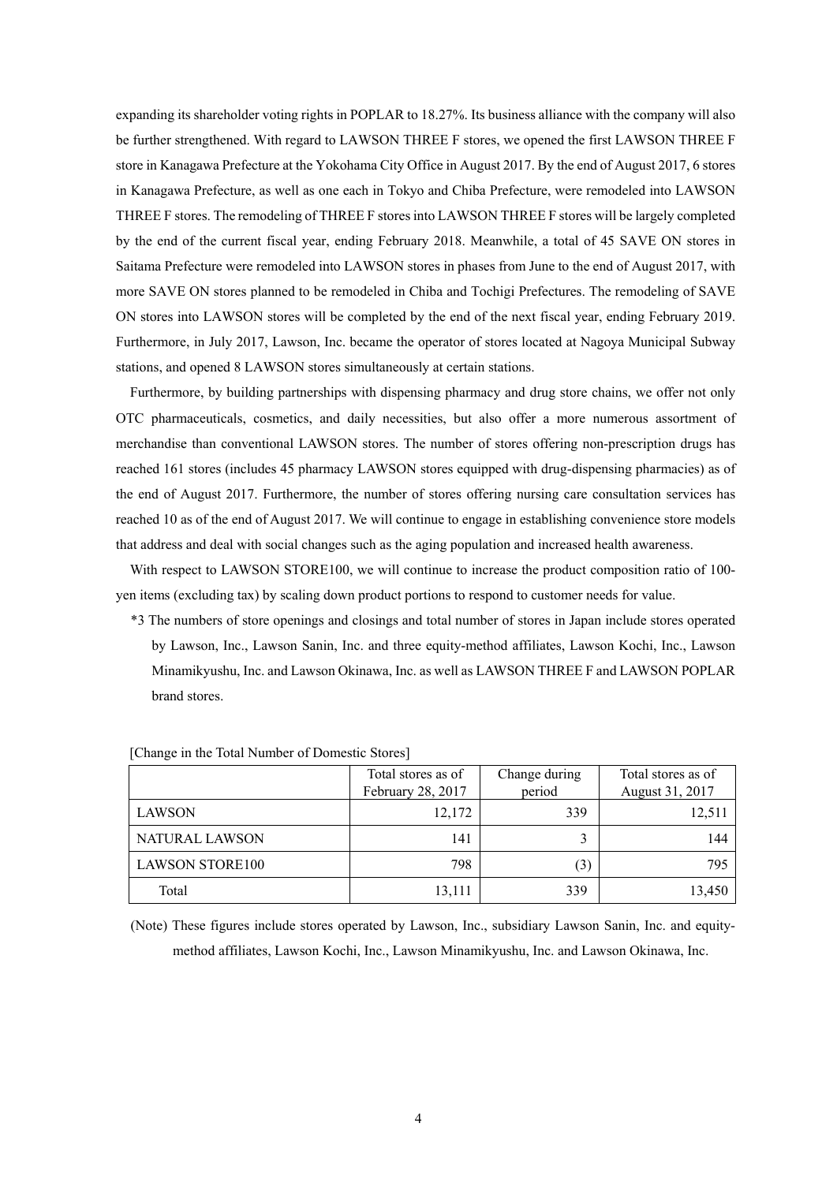expanding its shareholder voting rights in POPLAR to 18.27%. Its business alliance with the company will also be further strengthened. With regard to LAWSON THREE F stores, we opened the first LAWSON THREE F store in Kanagawa Prefecture at the Yokohama City Office in August 2017. By the end of August 2017, 6 stores in Kanagawa Prefecture, as well as one each in Tokyo and Chiba Prefecture, were remodeled into LAWSON THREE F stores. The remodeling of THREE F stores into LAWSON THREE F stores will be largely completed by the end of the current fiscal year, ending February 2018. Meanwhile, a total of 45 SAVE ON stores in Saitama Prefecture were remodeled into LAWSON stores in phases from June to the end of August 2017, with more SAVE ON stores planned to be remodeled in Chiba and Tochigi Prefectures. The remodeling of SAVE ON stores into LAWSON stores will be completed by the end of the next fiscal year, ending February 2019. Furthermore, in July 2017, Lawson, Inc. became the operator of stores located at Nagoya Municipal Subway stations, and opened 8 LAWSON stores simultaneously at certain stations.

Furthermore, by building partnerships with dispensing pharmacy and drug store chains, we offer not only OTC pharmaceuticals, cosmetics, and daily necessities, but also offer a more numerous assortment of merchandise than conventional LAWSON stores. The number of stores offering non-prescription drugs has reached 161 stores (includes 45 pharmacy LAWSON stores equipped with drug-dispensing pharmacies) as of the end of August 2017. Furthermore, the number of stores offering nursing care consultation services has reached 10 as of the end of August 2017. We will continue to engage in establishing convenience store models that address and deal with social changes such as the aging population and increased health awareness.

With respect to LAWSON STORE100, we will continue to increase the product composition ratio of 100-yen items (excluding tax) by scaling down product portions to respond to customer needs for value.

*3 The numbers of store openings and closings and total number of stores in Japan include stores operated by Lawson, Inc., Lawson Sanin, Inc. and three equity-method affiliates, Lawson Kochi, Inc., Lawson Minamikyushu, Inc. and Lawson Okinawa, Inc. as well as LAWSON THREE F and LAWSON POPLAR brand stores.

[Change in the Total Number of Domestic Stores]

| | Total stores as of February 28, 2017 | Change during period | Total stores as of August 31, 2017 |
|---|---|---|---|
| LAWSON | 12,172 | 339 | 12,511 |
| NATURAL LAWSON | 141 | 3 | 144 |
| LAWSON STORE100 | 798 | (3) | 795 |
| Total | 13,111 | 339 | 13,450 |

(Note) These figures include stores operated by Lawson, Inc., subsidiary Lawson Sanin, Inc. and equity-method affiliates, Lawson Kochi, Inc., Lawson Minamikyushu, Inc. and Lawson Okinawa, Inc.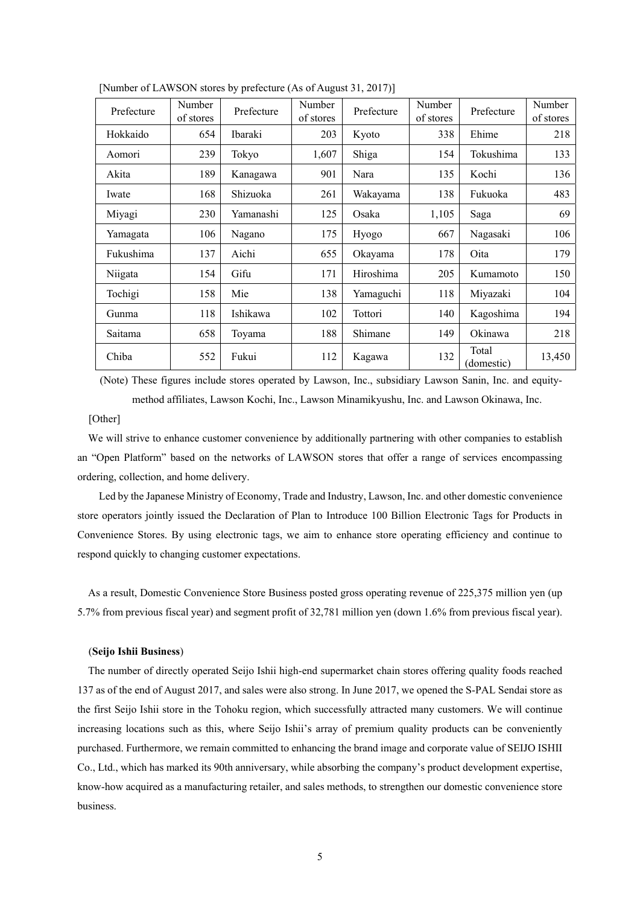[Number of LAWSON stores by prefecture (As of August 31, 2017)]

| Prefecture | Number of stores | Prefecture | Number of stores | Prefecture | Number of stores | Prefecture | Number of stores |
|---|---|---|---|---|---|---|---|
| Hokkaido | 654 | Ibaraki | 203 | Kyoto | 338 | Ehime | 218 |
| Aomori | 239 | Tokyo | 1,607 | Shiga | 154 | Tokushima | 133 |
| Akita | 189 | Kanagawa | 901 | Nara | 135 | Kochi | 136 |
| Iwate | 168 | Shizuoka | 261 | Wakayama | 138 | Fukuoka | 483 |
| Miyagi | 230 | Yamanashi | 125 | Osaka | 1,105 | Saga | 69 |
| Yamagata | 106 | Nagano | 175 | Hyogo | 667 | Nagasaki | 106 |
| Fukushima | 137 | Aichi | 655 | Okayama | 178 | Oita | 179 |
| Niigata | 154 | Gifu | 171 | Hiroshima | 205 | Kumamoto | 150 |
| Tochigi | 158 | Mie | 138 | Yamaguchi | 118 | Miyazaki | 104 |
| Gunma | 118 | Ishikawa | 102 | Tottori | 140 | Kagoshima | 194 |
| Saitama | 658 | Toyama | 188 | Shimane | 149 | Okinawa | 218 |
| Chiba | 552 | Fukui | 112 | Kagawa | 132 | Total (domestic) | 13,450 |

(Note) These figures include stores operated by Lawson, Inc., subsidiary Lawson Sanin, Inc. and equity-method affiliates, Lawson Kochi, Inc., Lawson Minamikyushu, Inc. and Lawson Okinawa, Inc.

[Other]

We will strive to enhance customer convenience by additionally partnering with other companies to establish an "Open Platform" based on the networks of LAWSON stores that offer a range of services encompassing ordering, collection, and home delivery.

Led by the Japanese Ministry of Economy, Trade and Industry, Lawson, Inc. and other domestic convenience store operators jointly issued the Declaration of Plan to Introduce 100 Billion Electronic Tags for Products in Convenience Stores. By using electronic tags, we aim to enhance store operating efficiency and continue to respond quickly to changing customer expectations.

As a result, Domestic Convenience Store Business posted gross operating revenue of 225,375 million yen (up 5.7% from previous fiscal year) and segment profit of 32,781 million yen (down 1.6% from previous fiscal year).

(**Seijo Ishii Business**)

The number of directly operated Seijo Ishii high-end supermarket chain stores offering quality foods reached 137 as of the end of August 2017, and sales were also strong. In June 2017, we opened the S-PAL Sendai store as the first Seijo Ishii store in the Tohoku region, which successfully attracted many customers. We will continue increasing locations such as this, where Seijo Ishii's array of premium quality products can be conveniently purchased. Furthermore, we remain committed to enhancing the brand image and corporate value of SEIJO ISHII Co., Ltd., which has marked its 90th anniversary, while absorbing the company's product development expertise, know-how acquired as a manufacturing retailer, and sales methods, to strengthen our domestic convenience store business.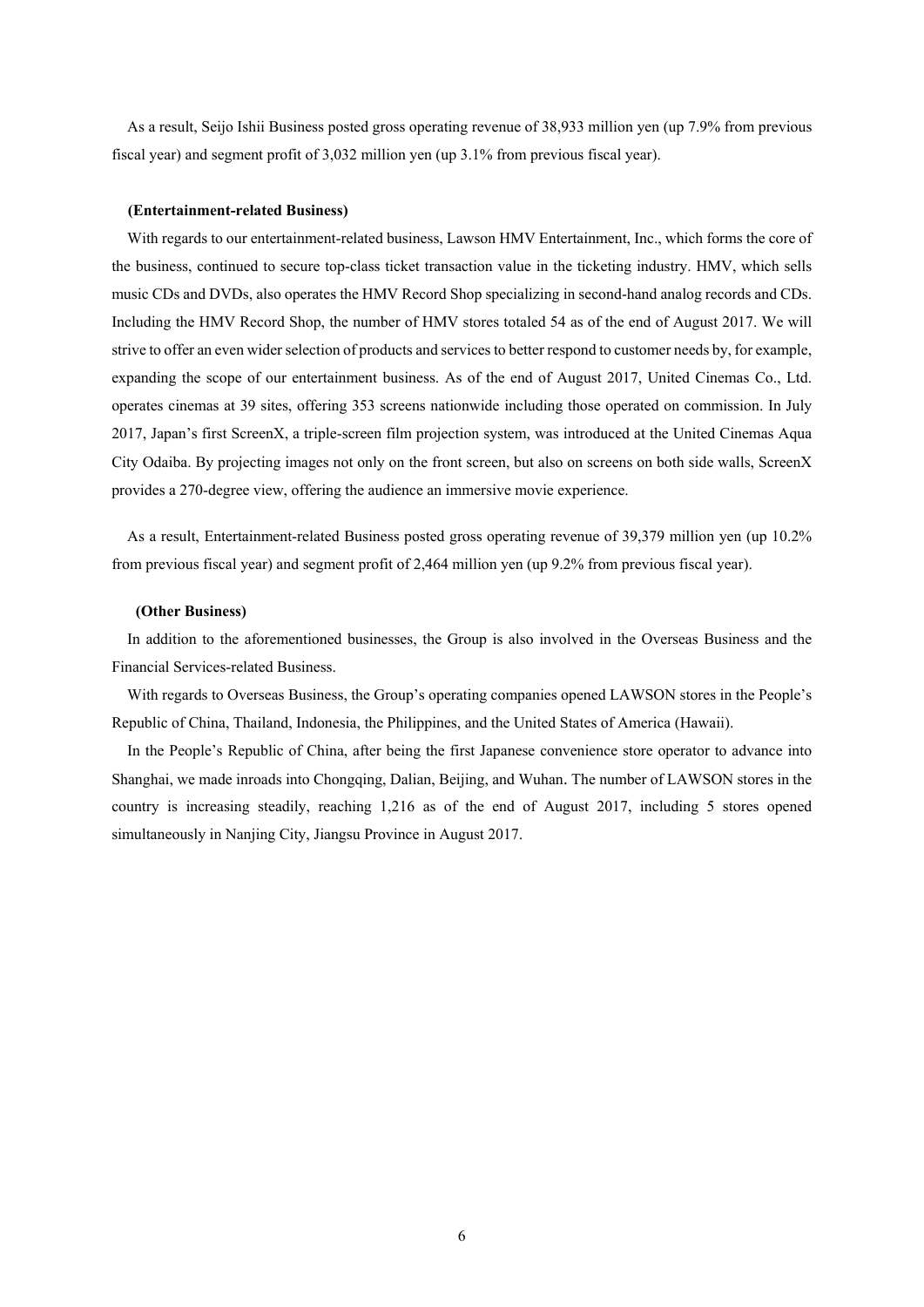As a result, Seijo Ishii Business posted gross operating revenue of 38,933 million yen (up 7.9% from previous fiscal year) and segment profit of 3,032 million yen (up 3.1% from previous fiscal year).

**(Entertainment-related Business)**

With regards to our entertainment-related business, Lawson HMV Entertainment, Inc., which forms the core of the business, continued to secure top-class ticket transaction value in the ticketing industry. HMV, which sells music CDs and DVDs, also operates the HMV Record Shop specializing in second-hand analog records and CDs. Including the HMV Record Shop, the number of HMV stores totaled 54 as of the end of August 2017. We will strive to offer an even wider selection of products and services to better respond to customer needs by, for example, expanding the scope of our entertainment business. As of the end of August 2017, United Cinemas Co., Ltd. operates cinemas at 39 sites, offering 353 screens nationwide including those operated on commission. In July 2017, Japan's first ScreenX, a triple-screen film projection system, was introduced at the United Cinemas Aqua City Odaiba. By projecting images not only on the front screen, but also on screens on both side walls, ScreenX provides a 270-degree view, offering the audience an immersive movie experience.

As a result, Entertainment-related Business posted gross operating revenue of 39,379 million yen (up 10.2% from previous fiscal year) and segment profit of 2,464 million yen (up 9.2% from previous fiscal year).

**(Other Business)**

In addition to the aforementioned businesses, the Group is also involved in the Overseas Business and the Financial Services-related Business.

With regards to Overseas Business, the Group's operating companies opened LAWSON stores in the People's Republic of China, Thailand, Indonesia, the Philippines, and the United States of America (Hawaii).

In the People's Republic of China, after being the first Japanese convenience store operator to advance into Shanghai, we made inroads into Chongqing, Dalian, Beijing, and Wuhan. The number of LAWSON stores in the country is increasing steadily, reaching 1,216 as of the end of August 2017, including 5 stores opened simultaneously in Nanjing City, Jiangsu Province in August 2017.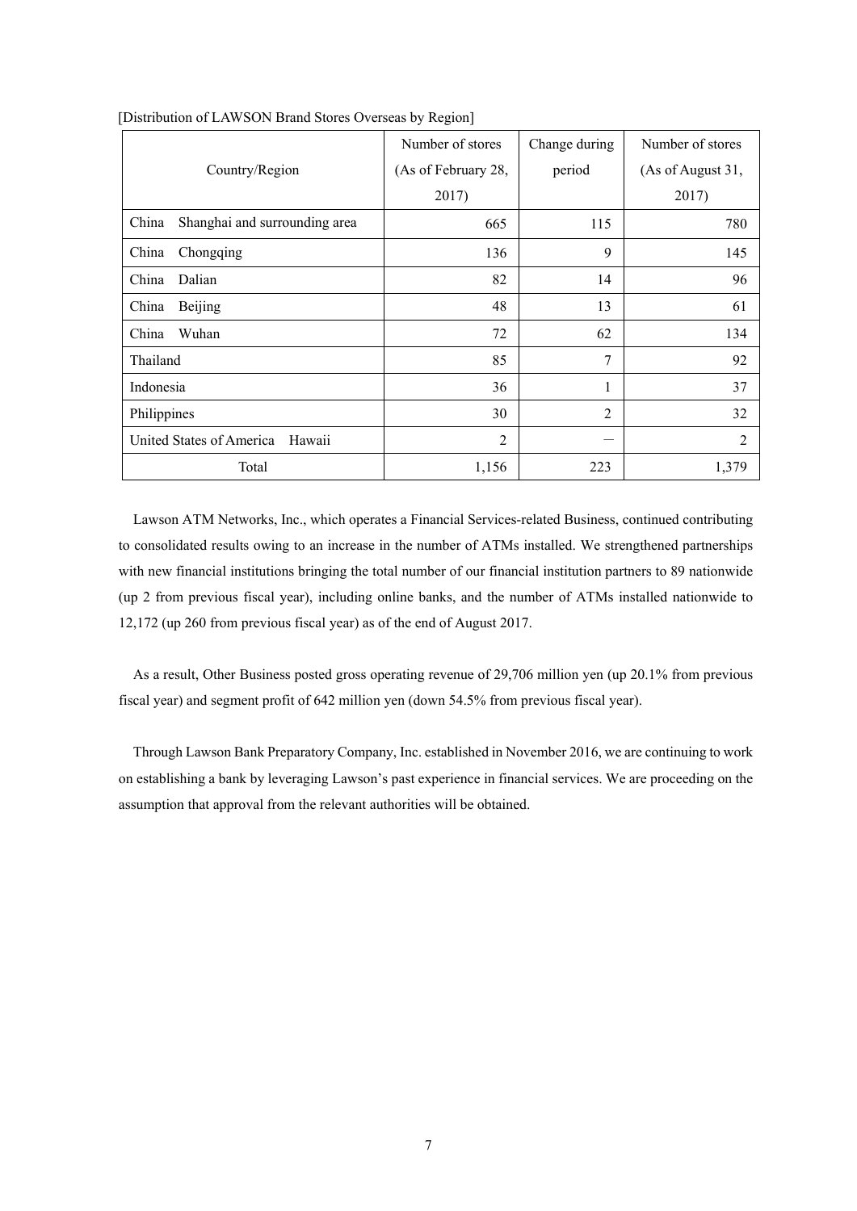[Distribution of LAWSON Brand Stores Overseas by Region]

| Country/Region | Number of stores (As of February 28, 2017) | Change during period | Number of stores (As of August 31, 2017) |
|---|---|---|---|
| China　Shanghai and surrounding area | 665 | 115 | 780 |
| China　Chongqing | 136 | 9 | 145 |
| China　Dalian | 82 | 14 | 96 |
| China　Beijing | 48 | 13 | 61 |
| China　Wuhan | 72 | 62 | 134 |
| Thailand | 85 | 7 | 92 |
| Indonesia | 36 | 1 | 37 |
| Philippines | 30 | 2 | 32 |
| United States of America　Hawaii | 2 | ― | 2 |
| Total | 1,156 | 223 | 1,379 |

Lawson ATM Networks, Inc., which operates a Financial Services-related Business, continued contributing to consolidated results owing to an increase in the number of ATMs installed. We strengthened partnerships with new financial institutions bringing the total number of our financial institution partners to 89 nationwide (up 2 from previous fiscal year), including online banks, and the number of ATMs installed nationwide to 12,172 (up 260 from previous fiscal year) as of the end of August 2017.

As a result, Other Business posted gross operating revenue of 29,706 million yen (up 20.1% from previous fiscal year) and segment profit of 642 million yen (down 54.5% from previous fiscal year).

Through Lawson Bank Preparatory Company, Inc. established in November 2016, we are continuing to work on establishing a bank by leveraging Lawson's past experience in financial services. We are proceeding on the assumption that approval from the relevant authorities will be obtained.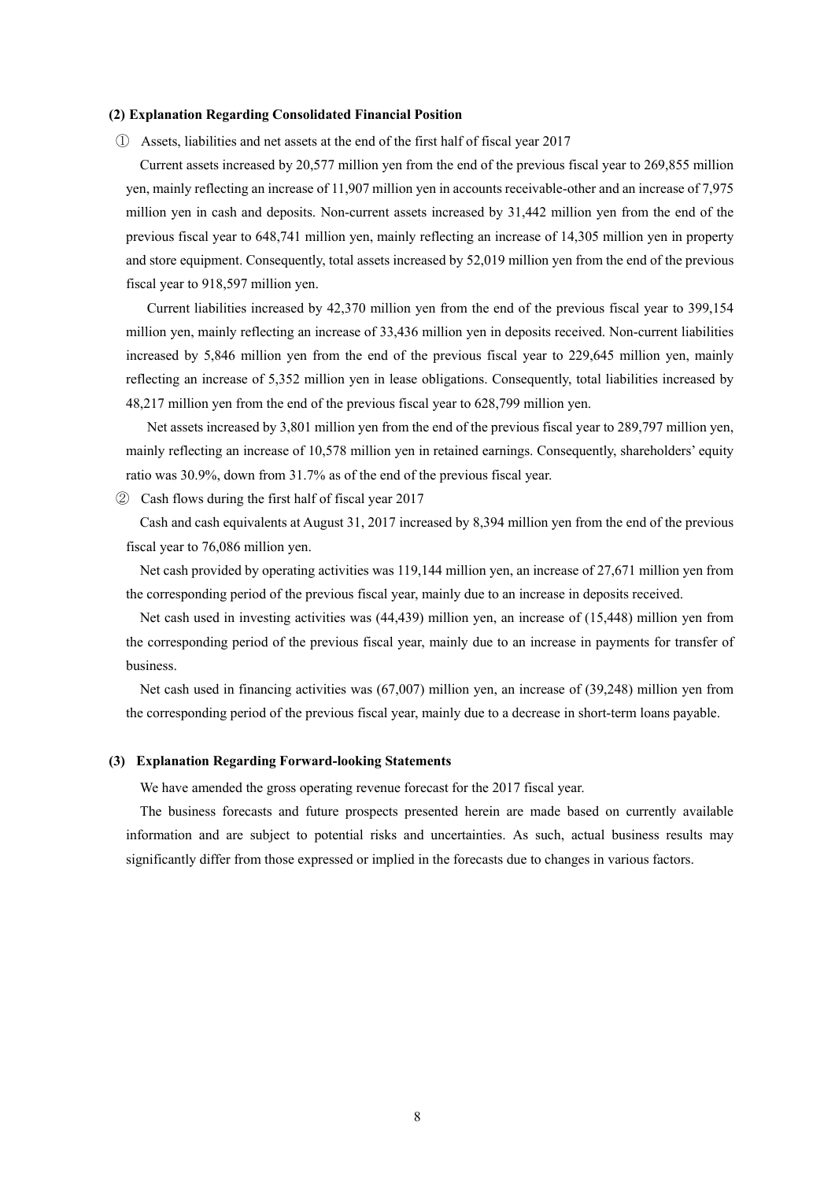### (2) Explanation Regarding Consolidated Financial Position

① Assets, liabilities and net assets at the end of the first half of fiscal year 2017

Current assets increased by 20,577 million yen from the end of the previous fiscal year to 269,855 million yen, mainly reflecting an increase of 11,907 million yen in accounts receivable-other and an increase of 7,975 million yen in cash and deposits. Non-current assets increased by 31,442 million yen from the end of the previous fiscal year to 648,741 million yen, mainly reflecting an increase of 14,305 million yen in property and store equipment. Consequently, total assets increased by 52,019 million yen from the end of the previous fiscal year to 918,597 million yen.

Current liabilities increased by 42,370 million yen from the end of the previous fiscal year to 399,154 million yen, mainly reflecting an increase of 33,436 million yen in deposits received. Non-current liabilities increased by 5,846 million yen from the end of the previous fiscal year to 229,645 million yen, mainly reflecting an increase of 5,352 million yen in lease obligations. Consequently, total liabilities increased by 48,217 million yen from the end of the previous fiscal year to 628,799 million yen.

Net assets increased by 3,801 million yen from the end of the previous fiscal year to 289,797 million yen, mainly reflecting an increase of 10,578 million yen in retained earnings. Consequently, shareholders' equity ratio was 30.9%, down from 31.7% as of the end of the previous fiscal year.

② Cash flows during the first half of fiscal year 2017

Cash and cash equivalents at August 31, 2017 increased by 8,394 million yen from the end of the previous fiscal year to 76,086 million yen.

Net cash provided by operating activities was 119,144 million yen, an increase of 27,671 million yen from the corresponding period of the previous fiscal year, mainly due to an increase in deposits received.

Net cash used in investing activities was (44,439) million yen, an increase of (15,448) million yen from the corresponding period of the previous fiscal year, mainly due to an increase in payments for transfer of business.

Net cash used in financing activities was (67,007) million yen, an increase of (39,248) million yen from the corresponding period of the previous fiscal year, mainly due to a decrease in short-term loans payable.

### (3) Explanation Regarding Forward-looking Statements

We have amended the gross operating revenue forecast for the 2017 fiscal year.

The business forecasts and future prospects presented herein are made based on currently available information and are subject to potential risks and uncertainties. As such, actual business results may significantly differ from those expressed or implied in the forecasts due to changes in various factors.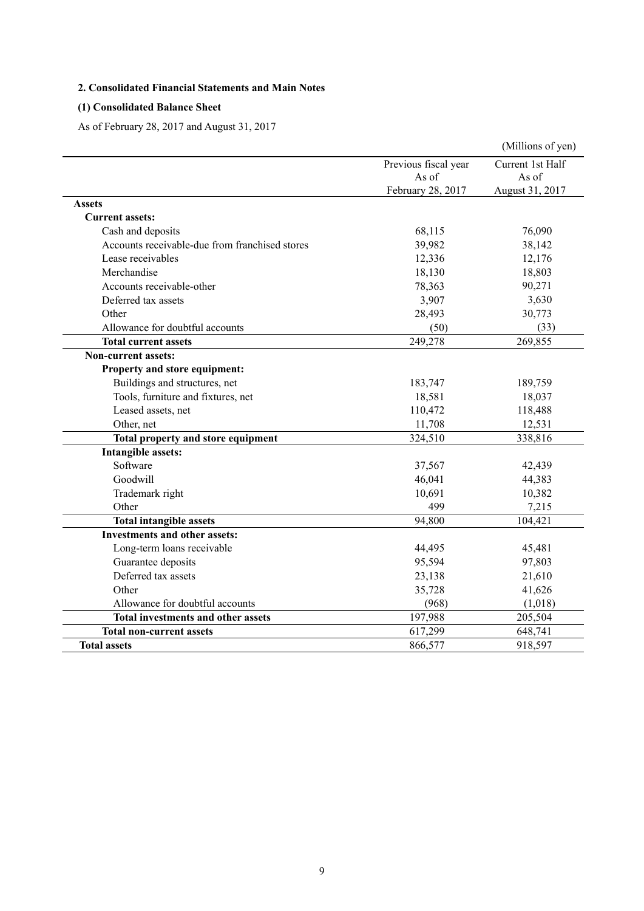## 2. Consolidated Financial Statements and Main Notes

### (1) Consolidated Balance Sheet

As of February 28, 2017 and August 31, 2017

(Millions of yen)

| | Previous fiscal year As of February 28, 2017 | Current 1st Half As of August 31, 2017 |
|---|---|---|
| **Assets** | | |
| **Current assets:** | | |
| Cash and deposits | 68,115 | 76,090 |
| Accounts receivable-due from franchised stores | 39,982 | 38,142 |
| Lease receivables | 12,336 | 12,176 |
| Merchandise | 18,130 | 18,803 |
| Accounts receivable-other | 78,363 | 90,271 |
| Deferred tax assets | 3,907 | 3,630 |
| Other | 28,493 | 30,773 |
| Allowance for doubtful accounts | (50) | (33) |
| **Total current assets** | 249,278 | 269,855 |
| **Non-current assets:** | | |
| **Property and store equipment:** | | |
| Buildings and structures, net | 183,747 | 189,759 |
| Tools, furniture and fixtures, net | 18,581 | 18,037 |
| Leased assets, net | 110,472 | 118,488 |
| Other, net | 11,708 | 12,531 |
| **Total property and store equipment** | 324,510 | 338,816 |
| **Intangible assets:** | | |
| Software | 37,567 | 42,439 |
| Goodwill | 46,041 | 44,383 |
| Trademark right | 10,691 | 10,382 |
| Other | 499 | 7,215 |
| **Total intangible assets** | 94,800 | 104,421 |
| **Investments and other assets:** | | |
| Long-term loans receivable | 44,495 | 45,481 |
| Guarantee deposits | 95,594 | 97,803 |
| Deferred tax assets | 23,138 | 21,610 |
| Other | 35,728 | 41,626 |
| Allowance for doubtful accounts | (968) | (1,018) |
| **Total investments and other assets** | 197,988 | 205,504 |
| **Total non-current assets** | 617,299 | 648,741 |
| **Total assets** | 866,577 | 918,597 |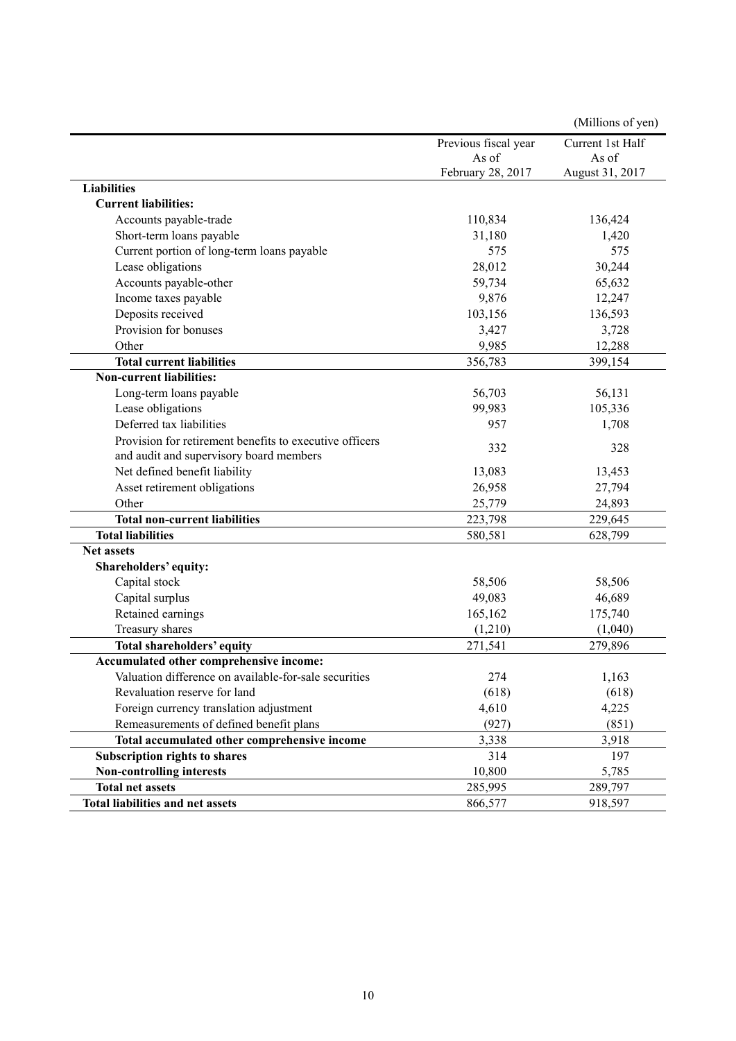(Millions of yen)

| | Previous fiscal year As of February 28, 2017 | Current 1st Half As of August 31, 2017 |
|---|---|---|
| **Liabilities** | | |
| **Current liabilities:** | | |
| Accounts payable-trade | 110,834 | 136,424 |
| Short-term loans payable | 31,180 | 1,420 |
| Current portion of long-term loans payable | 575 | 575 |
| Lease obligations | 28,012 | 30,244 |
| Accounts payable-other | 59,734 | 65,632 |
| Income taxes payable | 9,876 | 12,247 |
| Deposits received | 103,156 | 136,593 |
| Provision for bonuses | 3,427 | 3,728 |
| Other | 9,985 | 12,288 |
| **Total current liabilities** | 356,783 | 399,154 |
| **Non-current liabilities:** | | |
| Long-term loans payable | 56,703 | 56,131 |
| Lease obligations | 99,983 | 105,336 |
| Deferred tax liabilities | 957 | 1,708 |
| Provision for retirement benefits to executive officers and audit and supervisory board members | 332 | 328 |
| Net defined benefit liability | 13,083 | 13,453 |
| Asset retirement obligations | 26,958 | 27,794 |
| Other | 25,779 | 24,893 |
| **Total non-current liabilities** | 223,798 | 229,645 |
| **Total liabilities** | 580,581 | 628,799 |
| **Net assets** | | |
| **Shareholders' equity:** | | |
| Capital stock | 58,506 | 58,506 |
| Capital surplus | 49,083 | 46,689 |
| Retained earnings | 165,162 | 175,740 |
| Treasury shares | (1,210) | (1,040) |
| **Total shareholders' equity** | 271,541 | 279,896 |
| **Accumulated other comprehensive income:** | | |
| Valuation difference on available-for-sale securities | 274 | 1,163 |
| Revaluation reserve for land | (618) | (618) |
| Foreign currency translation adjustment | 4,610 | 4,225 |
| Remeasurements of defined benefit plans | (927) | (851) |
| **Total accumulated other comprehensive income** | 3,338 | 3,918 |
| **Subscription rights to shares** | 314 | 197 |
| **Non-controlling interests** | 10,800 | 5,785 |
| **Total net assets** | 285,995 | 289,797 |
| **Total liabilities and net assets** | 866,577 | 918,597 |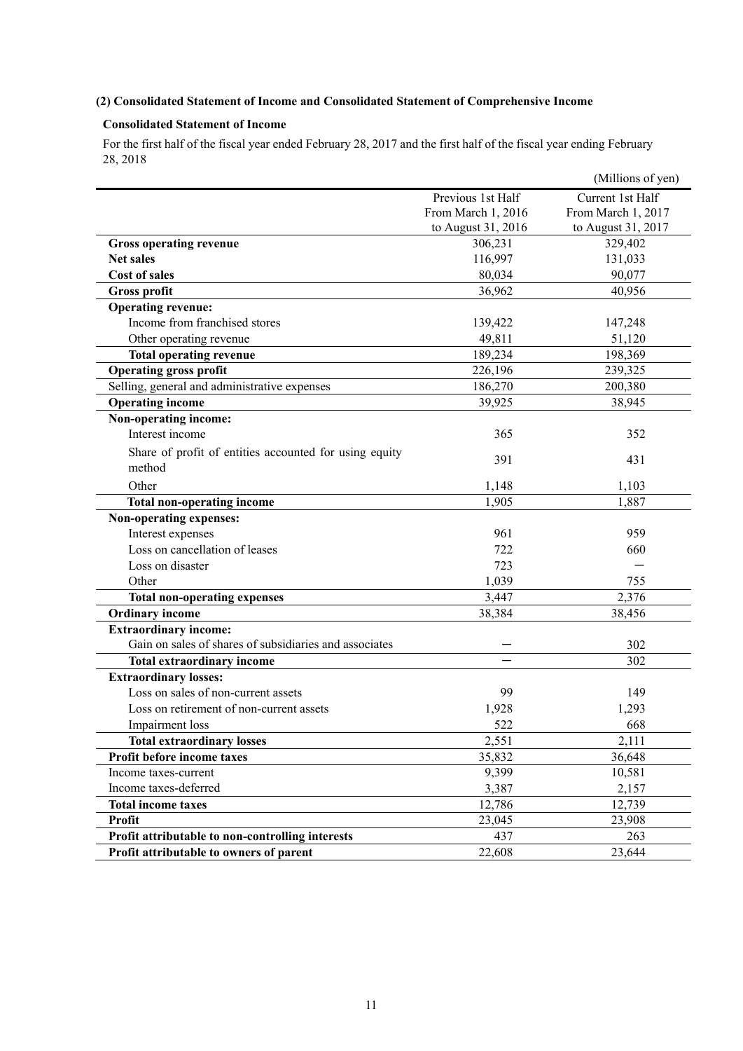### (2) Consolidated Statement of Income and Consolidated Statement of Comprehensive Income

#### Consolidated Statement of Income

For the first half of the fiscal year ended February 28, 2017 and the first half of the fiscal year ending February 28, 2018

(Millions of yen)

| | Previous 1st Half From March 1, 2016 to August 31, 2016 | Current 1st Half From March 1, 2017 to August 31, 2017 |
|---|---|---|
| **Gross operating revenue** | 306,231 | 329,402 |
| **Net sales** | 116,997 | 131,033 |
| **Cost of sales** | 80,034 | 90,077 |
| **Gross profit** | 36,962 | 40,956 |
| **Operating revenue:** | | |
| Income from franchised stores | 139,422 | 147,248 |
| Other operating revenue | 49,811 | 51,120 |
| **Total operating revenue** | 189,234 | 198,369 |
| **Operating gross profit** | 226,196 | 239,325 |
| Selling, general and administrative expenses | 186,270 | 200,380 |
| **Operating income** | 39,925 | 38,945 |
| **Non-operating income:** | | |
| Interest income | 365 | 352 |
| Share of profit of entities accounted for using equity method | 391 | 431 |
| Other | 1,148 | 1,103 |
| **Total non-operating income** | 1,905 | 1,887 |
| **Non-operating expenses:** | | |
| Interest expenses | 961 | 959 |
| Loss on cancellation of leases | 722 | 660 |
| Loss on disaster | 723 | ー |
| Other | 1,039 | 755 |
| **Total non-operating expenses** | 3,447 | 2,376 |
| **Ordinary income** | 38,384 | 38,456 |
| **Extraordinary income:** | | |
| Gain on sales of shares of subsidiaries and associates | ー | 302 |
| **Total extraordinary income** | ー | 302 |
| **Extraordinary losses:** | | |
| Loss on sales of non-current assets | 99 | 149 |
| Loss on retirement of non-current assets | 1,928 | 1,293 |
| Impairment loss | 522 | 668 |
| **Total extraordinary losses** | 2,551 | 2,111 |
| **Profit before income taxes** | 35,832 | 36,648 |
| Income taxes-current | 9,399 | 10,581 |
| Income taxes-deferred | 3,387 | 2,157 |
| **Total income taxes** | 12,786 | 12,739 |
| **Profit** | 23,045 | 23,908 |
| **Profit attributable to non-controlling interests** | 437 | 263 |
| **Profit attributable to owners of parent** | 22,608 | 23,644 |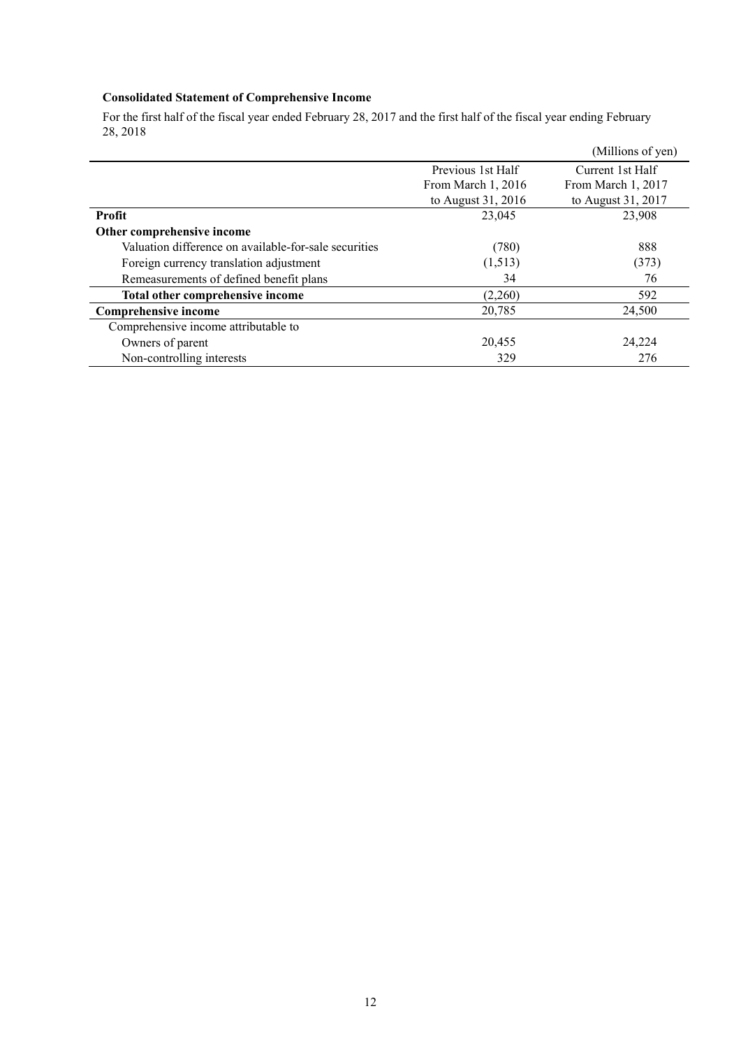**Consolidated Statement of Comprehensive Income**

For the first half of the fiscal year ended February 28, 2017 and the first half of the fiscal year ending February 28, 2018

(Millions of yen)

| | Previous 1st Half From March 1, 2016 to August 31, 2016 | Current 1st Half From March 1, 2017 to August 31, 2017 |
|---|---|---|
| **Profit** | 23,045 | 23,908 |
| **Other comprehensive income** | | |
| Valuation difference on available-for-sale securities | (780) | 888 |
| Foreign currency translation adjustment | (1,513) | (373) |
| Remeasurements of defined benefit plans | 34 | 76 |
| **Total other comprehensive income** | (2,260) | 592 |
| **Comprehensive income** | 20,785 | 24,500 |
| Comprehensive income attributable to | | |
| Owners of parent | 20,455 | 24,224 |
| Non-controlling interests | 329 | 276 |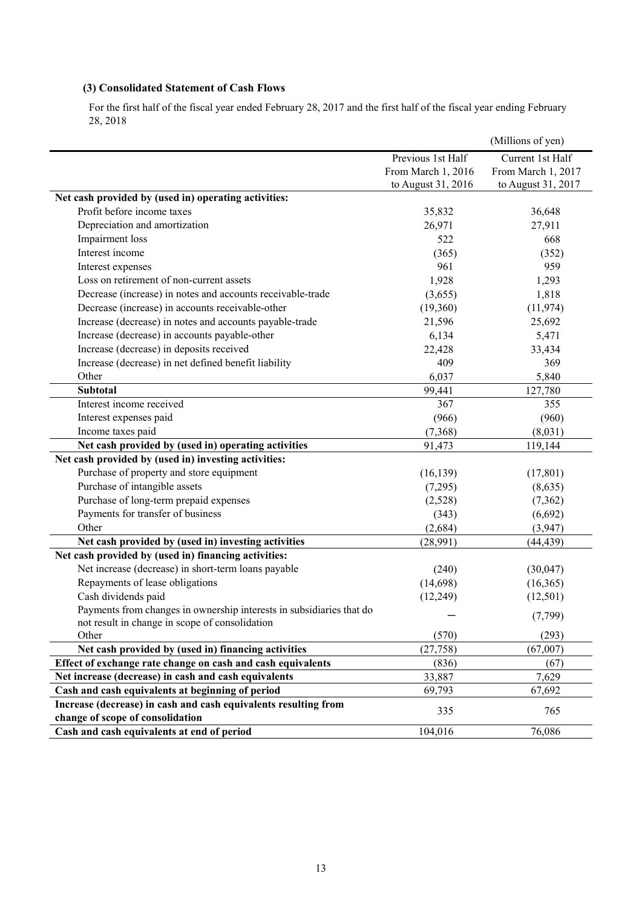### (3) Consolidated Statement of Cash Flows

For the first half of the fiscal year ended February 28, 2017 and the first half of the fiscal year ending February 28, 2018

(Millions of yen)

| | Previous 1st Half From March 1, 2016 to August 31, 2016 | Current 1st Half From March 1, 2017 to August 31, 2017 |
|---|---|---|
| **Net cash provided by (used in) operating activities:** | | |
| Profit before income taxes | 35,832 | 36,648 |
| Depreciation and amortization | 26,971 | 27,911 |
| Impairment loss | 522 | 668 |
| Interest income | (365) | (352) |
| Interest expenses | 961 | 959 |
| Loss on retirement of non-current assets | 1,928 | 1,293 |
| Decrease (increase) in notes and accounts receivable-trade | (3,655) | 1,818 |
| Decrease (increase) in accounts receivable-other | (19,360) | (11,974) |
| Increase (decrease) in notes and accounts payable-trade | 21,596 | 25,692 |
| Increase (decrease) in accounts payable-other | 6,134 | 5,471 |
| Increase (decrease) in deposits received | 22,428 | 33,434 |
| Increase (decrease) in net defined benefit liability | 409 | 369 |
| Other | 6,037 | 5,840 |
| **Subtotal** | 99,441 | 127,780 |
| Interest income received | 367 | 355 |
| Interest expenses paid | (966) | (960) |
| Income taxes paid | (7,368) | (8,031) |
| **Net cash provided by (used in) operating activities** | 91,473 | 119,144 |
| **Net cash provided by (used in) investing activities:** | | |
| Purchase of property and store equipment | (16,139) | (17,801) |
| Purchase of intangible assets | (7,295) | (8,635) |
| Purchase of long-term prepaid expenses | (2,528) | (7,362) |
| Payments for transfer of business | (343) | (6,692) |
| Other | (2,684) | (3,947) |
| **Net cash provided by (used in) investing activities** | (28,991) | (44,439) |
| **Net cash provided by (used in) financing activities:** | | |
| Net increase (decrease) in short-term loans payable | (240) | (30,047) |
| Repayments of lease obligations | (14,698) | (16,365) |
| Cash dividends paid | (12,249) | (12,501) |
| Payments from changes in ownership interests in subsidiaries that do not result in change in scope of consolidation | － | (7,799) |
| Other | (570) | (293) |
| **Net cash provided by (used in) financing activities** | (27,758) | (67,007) |
| **Effect of exchange rate change on cash and cash equivalents** | (836) | (67) |
| **Net increase (decrease) in cash and cash equivalents** | 33,887 | 7,629 |
| **Cash and cash equivalents at beginning of period** | 69,793 | 67,692 |
| **Increase (decrease) in cash and cash equivalents resulting from change of scope of consolidation** | 335 | 765 |
| **Cash and cash equivalents at end of period** | 104,016 | 76,086 |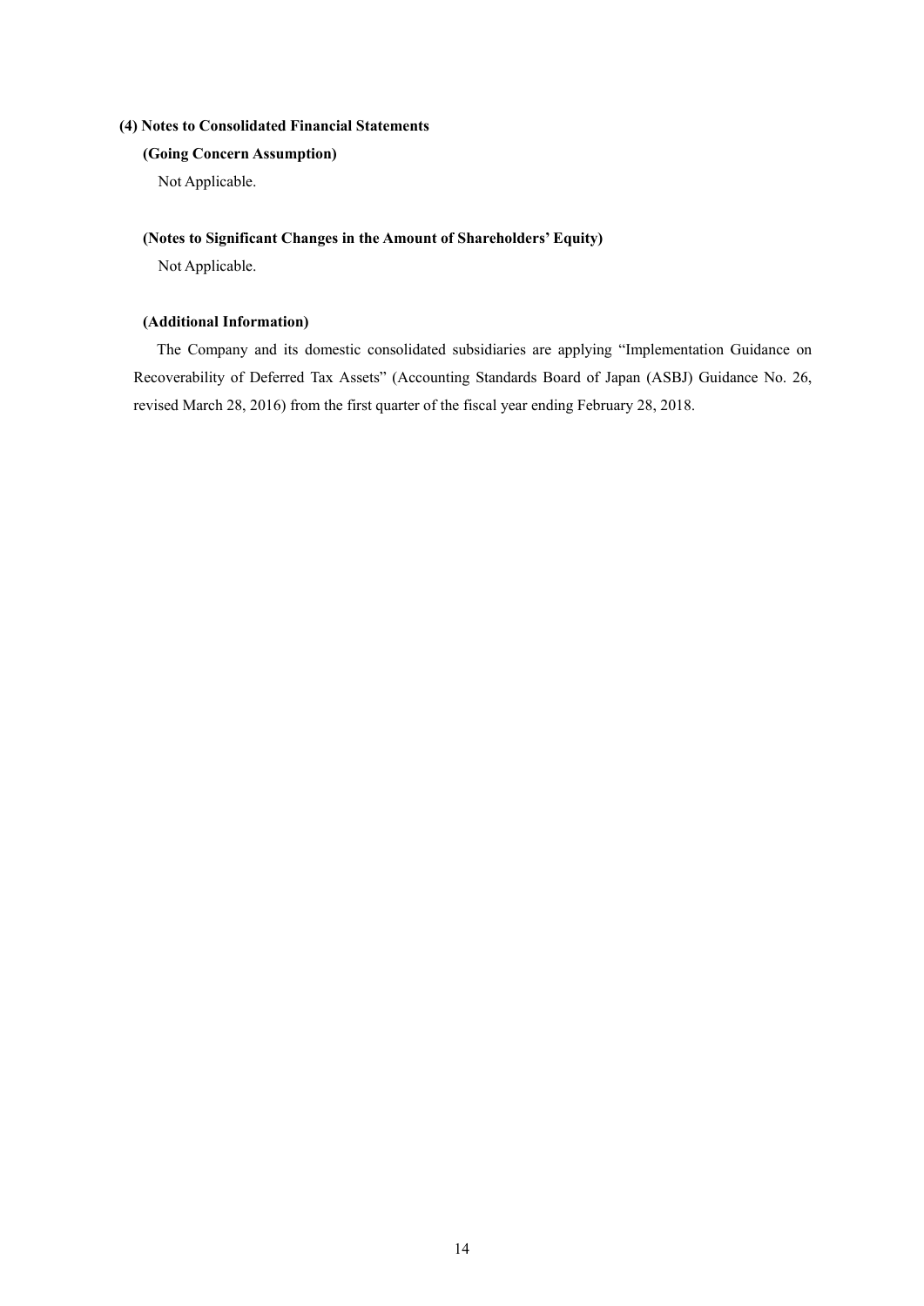### (4) Notes to Consolidated Financial Statements

#### (Going Concern Assumption)

Not Applicable.

#### (Notes to Significant Changes in the Amount of Shareholders' Equity)

Not Applicable.

#### (Additional Information)

The Company and its domestic consolidated subsidiaries are applying "Implementation Guidance on Recoverability of Deferred Tax Assets" (Accounting Standards Board of Japan (ASBJ) Guidance No. 26, revised March 28, 2016) from the first quarter of the fiscal year ending February 28, 2018.